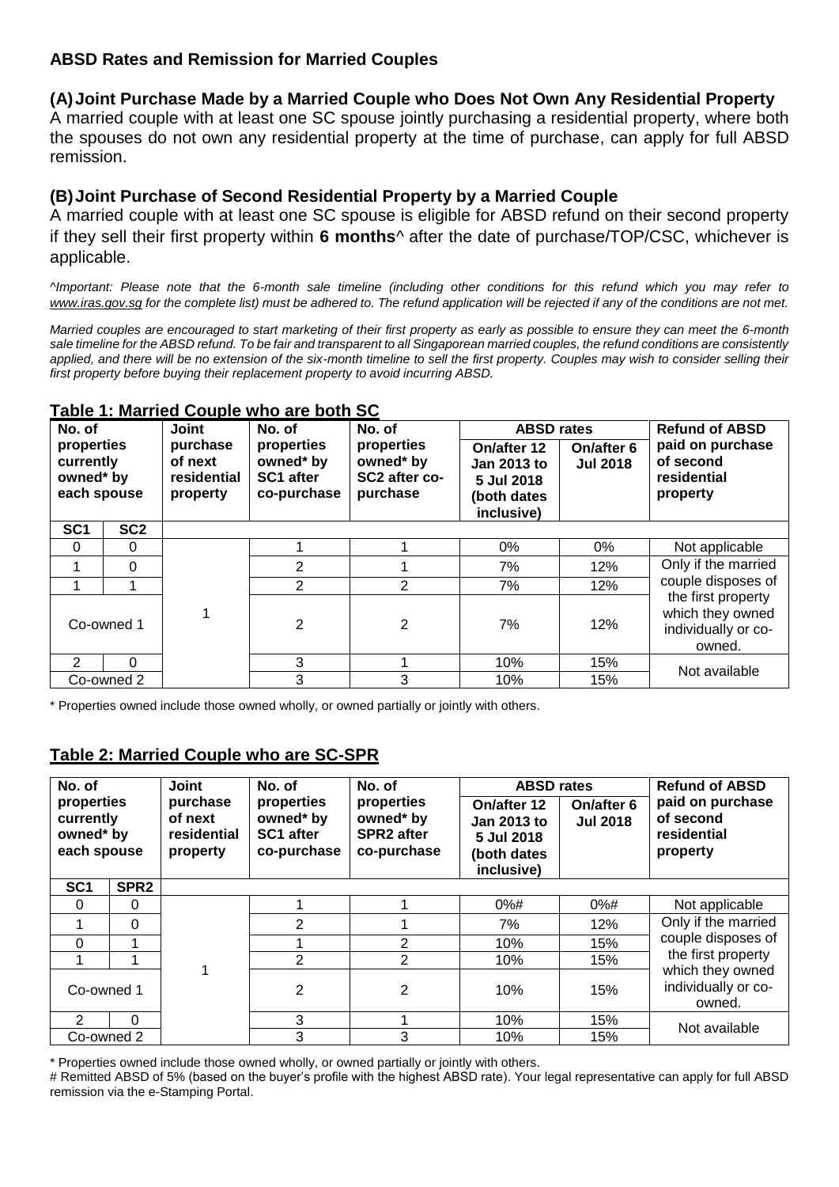## ABSD Rates and Remission for Married Couples

### (A) Joint Purchase Made by a Married Couple who Does Not Own Any Residential Property

A married couple with at least one SC spouse jointly purchasing a residential property, where both the spouses do not own any residential property at the time of purchase, can apply for full ABSD remission.

### (B) Joint Purchase of Second Residential Property by a Married Couple

A married couple with at least one SC spouse is eligible for ABSD refund on their second property if they sell their first property within **6 months**^ after the date of purchase/TOP/CSC, whichever is applicable.

*^Important: Please note that the 6-month sale timeline (including other conditions for this refund which you may refer to www.iras.gov.sg for the complete list) must be adhered to. The refund application will be rejected if any of the conditions are not met.*

*Married couples are encouraged to start marketing of their first property as early as possible to ensure they can meet the 6-month sale timeline for the ABSD refund. To be fair and transparent to all Singaporean married couples, the refund conditions are consistently applied, and there will be no extension of the six-month timeline to sell the first property. Couples may wish to consider selling their first property before buying their replacement property to avoid incurring ABSD.*

**Table 1: Married Couple who are both SC**

| No. of properties currently owned* by each spouse | | Joint purchase of next residential property | No. of properties owned* by SC1 after co-purchase | No. of properties owned* by SC2 after co-purchase | ABSD rates | | Refund of ABSD paid on purchase of second residential property |
|---|---|---|---|---|---|---|---|
| | | | | | On/after 12 Jan 2013 to 5 Jul 2018 (both dates inclusive) | On/after 6 Jul 2018 | |
| SC1 | SC2 | | | | | | |
| 0 | 0 | 1 | 1 | 1 | 0% | 0% | Not applicable |
| 1 | 0 | 1 | 2 | 1 | 7% | 12% | Only if the married couple disposes of the first property which they owned individually or co-owned. |
| 1 | 1 | 1 | 2 | 2 | 7% | 12% | Only if the married couple disposes of the first property which they owned individually or co-owned. |
| Co-owned 1 | | 1 | 2 | 2 | 7% | 12% | Only if the married couple disposes of the first property which they owned individually or co-owned. |
| 2 | 0 | 1 | 3 | 1 | 10% | 15% | Not available |
| Co-owned 2 | | 1 | 3 | 3 | 10% | 15% | Not available |

\* Properties owned include those owned wholly, or owned partially or jointly with others.

**Table 2: Married Couple who are SC-SPR**

| No. of properties currently owned* by each spouse | | Joint purchase of next residential property | No. of properties owned* by SC1 after co-purchase | No. of properties owned* by SPR2 after co-purchase | ABSD rates | | Refund of ABSD paid on purchase of second residential property |
|---|---|---|---|---|---|---|---|
| | | | | | On/after 12 Jan 2013 to 5 Jul 2018 (both dates inclusive) | On/after 6 Jul 2018 | |
| SC1 | SPR2 | | | | | | |
| 0 | 0 | 1 | 1 | 1 | 0%# | 0%# | Not applicable |
| 1 | 0 | 1 | 2 | 1 | 7% | 12% | Only if the married couple disposes of the first property which they owned individually or co-owned. |
| 0 | 1 | 1 | 1 | 2 | 10% | 15% | Only if the married couple disposes of the first property which they owned individually or co-owned. |
| 1 | 1 | 1 | 2 | 2 | 10% | 15% | Only if the married couple disposes of the first property which they owned individually or co-owned. |
| Co-owned 1 | | 1 | 2 | 2 | 10% | 15% | Only if the married couple disposes of the first property which they owned individually or co-owned. |
| 2 | 0 | 1 | 3 | 1 | 10% | 15% | Not available |
| Co-owned 2 | | 1 | 3 | 3 | 10% | 15% | Not available |

\* Properties owned include those owned wholly, or owned partially or jointly with others.

\# Remitted ABSD of 5% (based on the buyer's profile with the highest ABSD rate). Your legal representative can apply for full ABSD remission via the e-Stamping Portal.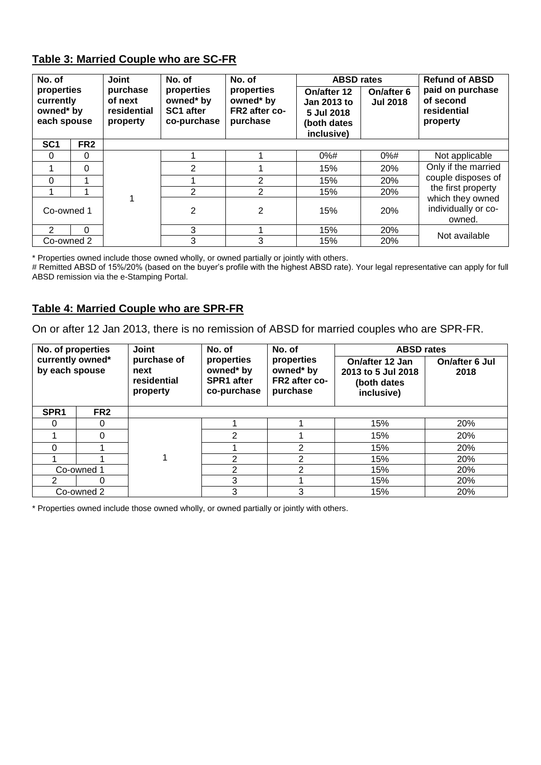## Table 3: Married Couple who are SC-FR

| No. of properties currently owned* by each spouse | | Joint purchase of next residential property | No. of properties owned* by SC1 after co-purchase | No. of properties owned* by FR2 after co-purchase | ABSD rates | | Refund of ABSD paid on purchase of second residential property |
|---|---|---|---|---|---|---|---|
| | | | | | On/after 12 Jan 2013 to 5 Jul 2018 (both dates inclusive) | On/after 6 Jul 2018 | |
| SC1 | FR2 | | | | | | |
| 0 | 0 | 1 | 1 | 1 | 0%# | 0%# | Not applicable |
| 1 | 0 | | 2 | 1 | 15% | 20% | Only if the married couple disposes of the first property which they owned individually or co-owned. |
| 0 | 1 | | 1 | 2 | 15% | 20% | |
| 1 | 1 | | 2 | 2 | 15% | 20% | |
| Co-owned 1 | | | 2 | 2 | 15% | 20% | |
| 2 | 0 | | 3 | 1 | 15% | 20% | Not available |
| Co-owned 2 | | | 3 | 3 | 15% | 20% | |

\* Properties owned include those owned wholly, or owned partially or jointly with others.

\# Remitted ABSD of 15%/20% (based on the buyer's profile with the highest ABSD rate). Your legal representative can apply for full ABSD remission via the e-Stamping Portal.

## Table 4: Married Couple who are SPR-FR

On or after 12 Jan 2013, there is no remission of ABSD for married couples who are SPR-FR.

| No. of properties currently owned* by each spouse | | Joint purchase of next residential property | No. of properties owned* by SPR1 after co-purchase | No. of properties owned* by FR2 after co-purchase | ABSD rates | |
|---|---|---|---|---|---|---|
| | | | | | On/after 12 Jan 2013 to 5 Jul 2018 (both dates inclusive) | On/after 6 Jul 2018 |
| SPR1 | FR2 | | | | | |
| 0 | 0 | 1 | 1 | 1 | 15% | 20% |
| 1 | 0 | | 2 | 1 | 15% | 20% |
| 0 | 1 | | 1 | 2 | 15% | 20% |
| 1 | 1 | | 2 | 2 | 15% | 20% |
| Co-owned 1 | | | 2 | 2 | 15% | 20% |
| 2 | 0 | | 3 | 1 | 15% | 20% |
| Co-owned 2 | | | 3 | 3 | 15% | 20% |

\* Properties owned include those owned wholly, or owned partially or jointly with others.